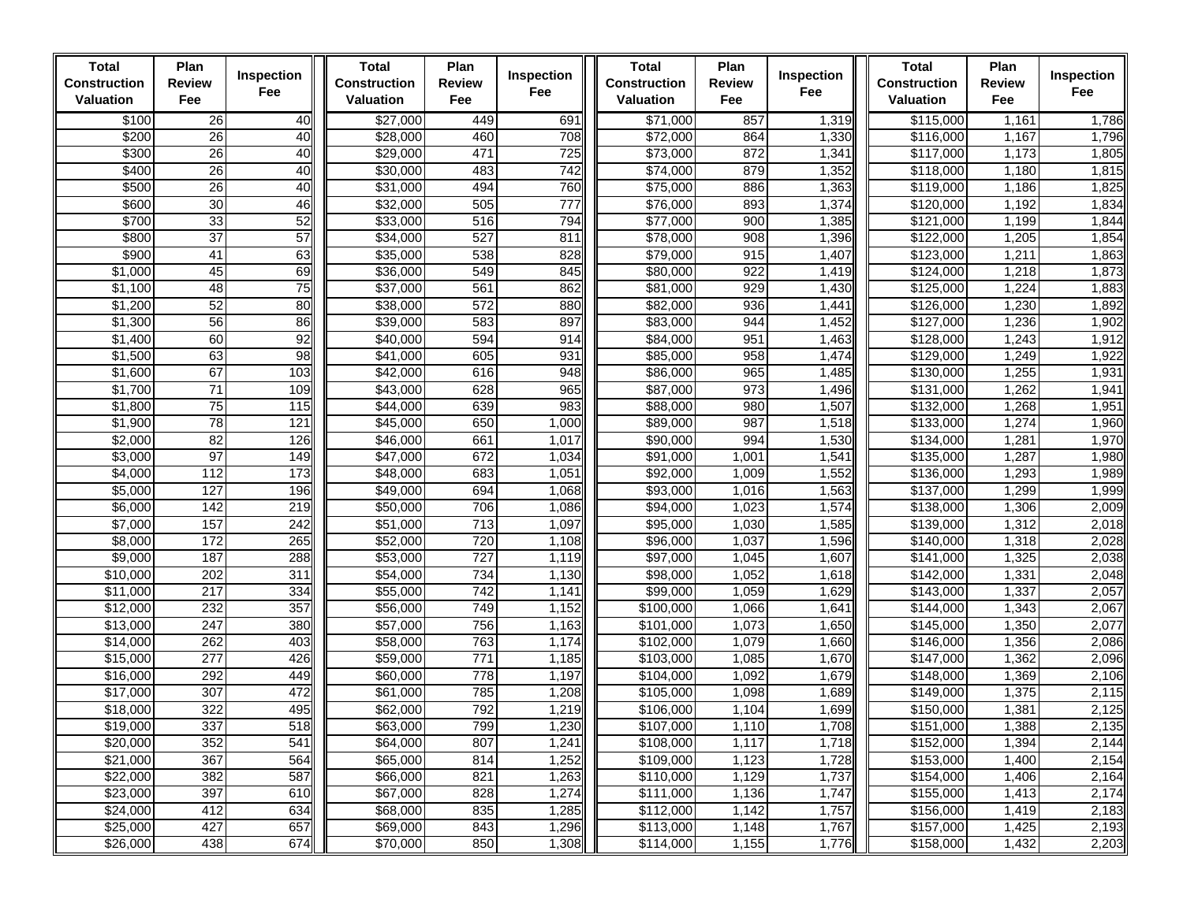| Total Construction Valuation | Plan Review Fee | Inspection Fee | Total Construction Valuation | Plan Review Fee | Inspection Fee | Total Construction Valuation | Plan Review Fee | Inspection Fee | Total Construction Valuation | Plan Review Fee | Inspection Fee |
|---|---|---|---|---|---|---|---|---|---|---|---|
| $100 | 26 | 40 | $27,000 | 449 | 691 | $71,000 | 857 | 1,319 | $115,000 | 1,161 | 1,786 |
| $200 | 26 | 40 | $28,000 | 460 | 708 | $72,000 | 864 | 1,330 | $116,000 | 1,167 | 1,796 |
| $300 | 26 | 40 | $29,000 | 471 | 725 | $73,000 | 872 | 1,341 | $117,000 | 1,173 | 1,805 |
| $400 | 26 | 40 | $30,000 | 483 | 742 | $74,000 | 879 | 1,352 | $118,000 | 1,180 | 1,815 |
| $500 | 26 | 40 | $31,000 | 494 | 760 | $75,000 | 886 | 1,363 | $119,000 | 1,186 | 1,825 |
| $600 | 30 | 46 | $32,000 | 505 | 777 | $76,000 | 893 | 1,374 | $120,000 | 1,192 | 1,834 |
| $700 | 33 | 52 | $33,000 | 516 | 794 | $77,000 | 900 | 1,385 | $121,000 | 1,199 | 1,844 |
| $800 | 37 | 57 | $34,000 | 527 | 811 | $78,000 | 908 | 1,396 | $122,000 | 1,205 | 1,854 |
| $900 | 41 | 63 | $35,000 | 538 | 828 | $79,000 | 915 | 1,407 | $123,000 | 1,211 | 1,863 |
| $1,000 | 45 | 69 | $36,000 | 549 | 845 | $80,000 | 922 | 1,419 | $124,000 | 1,218 | 1,873 |
| $1,100 | 48 | 75 | $37,000 | 561 | 862 | $81,000 | 929 | 1,430 | $125,000 | 1,224 | 1,883 |
| $1,200 | 52 | 80 | $38,000 | 572 | 880 | $82,000 | 936 | 1,441 | $126,000 | 1,230 | 1,892 |
| $1,300 | 56 | 86 | $39,000 | 583 | 897 | $83,000 | 944 | 1,452 | $127,000 | 1,236 | 1,902 |
| $1,400 | 60 | 92 | $40,000 | 594 | 914 | $84,000 | 951 | 1,463 | $128,000 | 1,243 | 1,912 |
| $1,500 | 63 | 98 | $41,000 | 605 | 931 | $85,000 | 958 | 1,474 | $129,000 | 1,249 | 1,922 |
| $1,600 | 67 | 103 | $42,000 | 616 | 948 | $86,000 | 965 | 1,485 | $130,000 | 1,255 | 1,931 |
| $1,700 | 71 | 109 | $43,000 | 628 | 965 | $87,000 | 973 | 1,496 | $131,000 | 1,262 | 1,941 |
| $1,800 | 75 | 115 | $44,000 | 639 | 983 | $88,000 | 980 | 1,507 | $132,000 | 1,268 | 1,951 |
| $1,900 | 78 | 121 | $45,000 | 650 | 1,000 | $89,000 | 987 | 1,518 | $133,000 | 1,274 | 1,960 |
| $2,000 | 82 | 126 | $46,000 | 661 | 1,017 | $90,000 | 994 | 1,530 | $134,000 | 1,281 | 1,970 |
| $3,000 | 97 | 149 | $47,000 | 672 | 1,034 | $91,000 | 1,001 | 1,541 | $135,000 | 1,287 | 1,980 |
| $4,000 | 112 | 173 | $48,000 | 683 | 1,051 | $92,000 | 1,009 | 1,552 | $136,000 | 1,293 | 1,989 |
| $5,000 | 127 | 196 | $49,000 | 694 | 1,068 | $93,000 | 1,016 | 1,563 | $137,000 | 1,299 | 1,999 |
| $6,000 | 142 | 219 | $50,000 | 706 | 1,086 | $94,000 | 1,023 | 1,574 | $138,000 | 1,306 | 2,009 |
| $7,000 | 157 | 242 | $51,000 | 713 | 1,097 | $95,000 | 1,030 | 1,585 | $139,000 | 1,312 | 2,018 |
| $8,000 | 172 | 265 | $52,000 | 720 | 1,108 | $96,000 | 1,037 | 1,596 | $140,000 | 1,318 | 2,028 |
| $9,000 | 187 | 288 | $53,000 | 727 | 1,119 | $97,000 | 1,045 | 1,607 | $141,000 | 1,325 | 2,038 |
| $10,000 | 202 | 311 | $54,000 | 734 | 1,130 | $98,000 | 1,052 | 1,618 | $142,000 | 1,331 | 2,048 |
| $11,000 | 217 | 334 | $55,000 | 742 | 1,141 | $99,000 | 1,059 | 1,629 | $143,000 | 1,337 | 2,057 |
| $12,000 | 232 | 357 | $56,000 | 749 | 1,152 | $100,000 | 1,066 | 1,641 | $144,000 | 1,343 | 2,067 |
| $13,000 | 247 | 380 | $57,000 | 756 | 1,163 | $101,000 | 1,073 | 1,650 | $145,000 | 1,350 | 2,077 |
| $14,000 | 262 | 403 | $58,000 | 763 | 1,174 | $102,000 | 1,079 | 1,660 | $146,000 | 1,356 | 2,086 |
| $15,000 | 277 | 426 | $59,000 | 771 | 1,185 | $103,000 | 1,085 | 1,670 | $147,000 | 1,362 | 2,096 |
| $16,000 | 292 | 449 | $60,000 | 778 | 1,197 | $104,000 | 1,092 | 1,679 | $148,000 | 1,369 | 2,106 |
| $17,000 | 307 | 472 | $61,000 | 785 | 1,208 | $105,000 | 1,098 | 1,689 | $149,000 | 1,375 | 2,115 |
| $18,000 | 322 | 495 | $62,000 | 792 | 1,219 | $106,000 | 1,104 | 1,699 | $150,000 | 1,381 | 2,125 |
| $19,000 | 337 | 518 | $63,000 | 799 | 1,230 | $107,000 | 1,110 | 1,708 | $151,000 | 1,388 | 2,135 |
| $20,000 | 352 | 541 | $64,000 | 807 | 1,241 | $108,000 | 1,117 | 1,718 | $152,000 | 1,394 | 2,144 |
| $21,000 | 367 | 564 | $65,000 | 814 | 1,252 | $109,000 | 1,123 | 1,728 | $153,000 | 1,400 | 2,154 |
| $22,000 | 382 | 587 | $66,000 | 821 | 1,263 | $110,000 | 1,129 | 1,737 | $154,000 | 1,406 | 2,164 |
| $23,000 | 397 | 610 | $67,000 | 828 | 1,274 | $111,000 | 1,136 | 1,747 | $155,000 | 1,413 | 2,174 |
| $24,000 | 412 | 634 | $68,000 | 835 | 1,285 | $112,000 | 1,142 | 1,757 | $156,000 | 1,419 | 2,183 |
| $25,000 | 427 | 657 | $69,000 | 843 | 1,296 | $113,000 | 1,148 | 1,767 | $157,000 | 1,425 | 2,193 |
| $26,000 | 438 | 674 | $70,000 | 850 | 1,308 | $114,000 | 1,155 | 1,776 | $158,000 | 1,432 | 2,203 |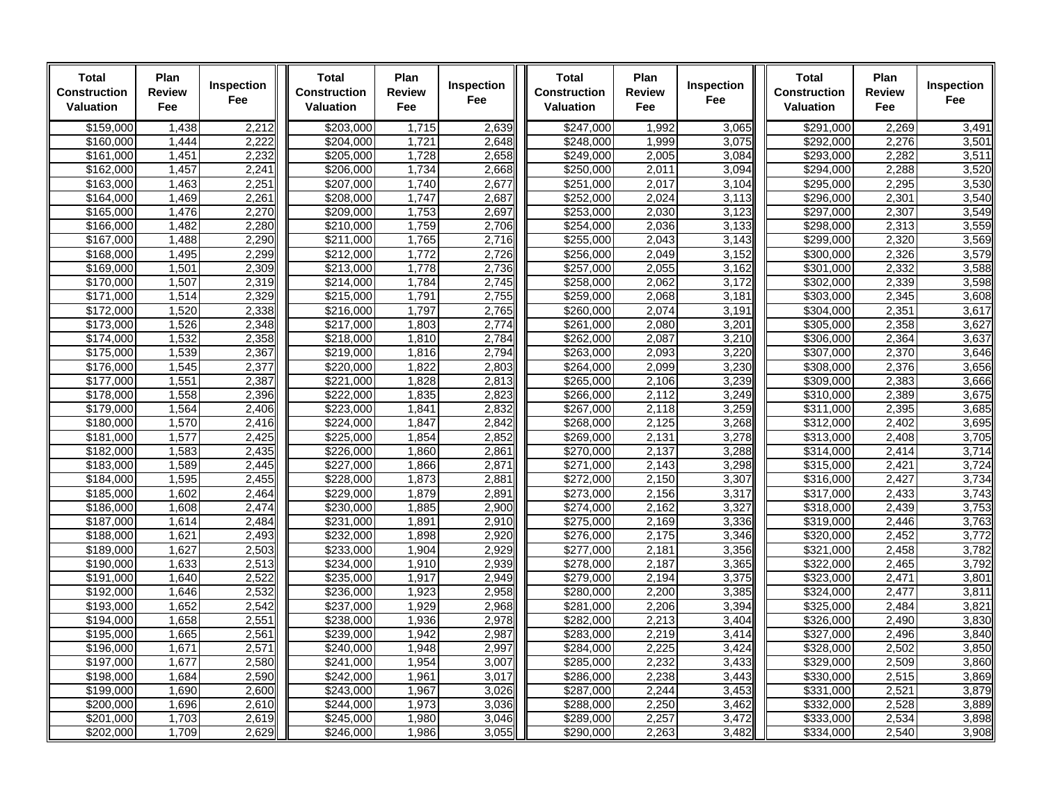| Total Construction Valuation | Plan Review Fee | Inspection Fee | Total Construction Valuation | Plan Review Fee | Inspection Fee | Total Construction Valuation | Plan Review Fee | Inspection Fee | Total Construction Valuation | Plan Review Fee | Inspection Fee |
|---|---|---|---|---|---|---|---|---|---|---|---|
| $159,000 | 1,438 | 2,212 | $203,000 | 1,715 | 2,639 | $247,000 | 1,992 | 3,065 | $291,000 | 2,269 | 3,491 |
| $160,000 | 1,444 | 2,222 | $204,000 | 1,721 | 2,648 | $248,000 | 1,999 | 3,075 | $292,000 | 2,276 | 3,501 |
| $161,000 | 1,451 | 2,232 | $205,000 | 1,728 | 2,658 | $249,000 | 2,005 | 3,084 | $293,000 | 2,282 | 3,511 |
| $162,000 | 1,457 | 2,241 | $206,000 | 1,734 | 2,668 | $250,000 | 2,011 | 3,094 | $294,000 | 2,288 | 3,520 |
| $163,000 | 1,463 | 2,251 | $207,000 | 1,740 | 2,677 | $251,000 | 2,017 | 3,104 | $295,000 | 2,295 | 3,530 |
| $164,000 | 1,469 | 2,261 | $208,000 | 1,747 | 2,687 | $252,000 | 2,024 | 3,113 | $296,000 | 2,301 | 3,540 |
| $165,000 | 1,476 | 2,270 | $209,000 | 1,753 | 2,697 | $253,000 | 2,030 | 3,123 | $297,000 | 2,307 | 3,549 |
| $166,000 | 1,482 | 2,280 | $210,000 | 1,759 | 2,706 | $254,000 | 2,036 | 3,133 | $298,000 | 2,313 | 3,559 |
| $167,000 | 1,488 | 2,290 | $211,000 | 1,765 | 2,716 | $255,000 | 2,043 | 3,143 | $299,000 | 2,320 | 3,569 |
| $168,000 | 1,495 | 2,299 | $212,000 | 1,772 | 2,726 | $256,000 | 2,049 | 3,152 | $300,000 | 2,326 | 3,579 |
| $169,000 | 1,501 | 2,309 | $213,000 | 1,778 | 2,736 | $257,000 | 2,055 | 3,162 | $301,000 | 2,332 | 3,588 |
| $170,000 | 1,507 | 2,319 | $214,000 | 1,784 | 2,745 | $258,000 | 2,062 | 3,172 | $302,000 | 2,339 | 3,598 |
| $171,000 | 1,514 | 2,329 | $215,000 | 1,791 | 2,755 | $259,000 | 2,068 | 3,181 | $303,000 | 2,345 | 3,608 |
| $172,000 | 1,520 | 2,338 | $216,000 | 1,797 | 2,765 | $260,000 | 2,074 | 3,191 | $304,000 | 2,351 | 3,617 |
| $173,000 | 1,526 | 2,348 | $217,000 | 1,803 | 2,774 | $261,000 | 2,080 | 3,201 | $305,000 | 2,358 | 3,627 |
| $174,000 | 1,532 | 2,358 | $218,000 | 1,810 | 2,784 | $262,000 | 2,087 | 3,210 | $306,000 | 2,364 | 3,637 |
| $175,000 | 1,539 | 2,367 | $219,000 | 1,816 | 2,794 | $263,000 | 2,093 | 3,220 | $307,000 | 2,370 | 3,646 |
| $176,000 | 1,545 | 2,377 | $220,000 | 1,822 | 2,803 | $264,000 | 2,099 | 3,230 | $308,000 | 2,376 | 3,656 |
| $177,000 | 1,551 | 2,387 | $221,000 | 1,828 | 2,813 | $265,000 | 2,106 | 3,239 | $309,000 | 2,383 | 3,666 |
| $178,000 | 1,558 | 2,396 | $222,000 | 1,835 | 2,823 | $266,000 | 2,112 | 3,249 | $310,000 | 2,389 | 3,675 |
| $179,000 | 1,564 | 2,406 | $223,000 | 1,841 | 2,832 | $267,000 | 2,118 | 3,259 | $311,000 | 2,395 | 3,685 |
| $180,000 | 1,570 | 2,416 | $224,000 | 1,847 | 2,842 | $268,000 | 2,125 | 3,268 | $312,000 | 2,402 | 3,695 |
| $181,000 | 1,577 | 2,425 | $225,000 | 1,854 | 2,852 | $269,000 | 2,131 | 3,278 | $313,000 | 2,408 | 3,705 |
| $182,000 | 1,583 | 2,435 | $226,000 | 1,860 | 2,861 | $270,000 | 2,137 | 3,288 | $314,000 | 2,414 | 3,714 |
| $183,000 | 1,589 | 2,445 | $227,000 | 1,866 | 2,871 | $271,000 | 2,143 | 3,298 | $315,000 | 2,421 | 3,724 |
| $184,000 | 1,595 | 2,455 | $228,000 | 1,873 | 2,881 | $272,000 | 2,150 | 3,307 | $316,000 | 2,427 | 3,734 |
| $185,000 | 1,602 | 2,464 | $229,000 | 1,879 | 2,891 | $273,000 | 2,156 | 3,317 | $317,000 | 2,433 | 3,743 |
| $186,000 | 1,608 | 2,474 | $230,000 | 1,885 | 2,900 | $274,000 | 2,162 | 3,327 | $318,000 | 2,439 | 3,753 |
| $187,000 | 1,614 | 2,484 | $231,000 | 1,891 | 2,910 | $275,000 | 2,169 | 3,336 | $319,000 | 2,446 | 3,763 |
| $188,000 | 1,621 | 2,493 | $232,000 | 1,898 | 2,920 | $276,000 | 2,175 | 3,346 | $320,000 | 2,452 | 3,772 |
| $189,000 | 1,627 | 2,503 | $233,000 | 1,904 | 2,929 | $277,000 | 2,181 | 3,356 | $321,000 | 2,458 | 3,782 |
| $190,000 | 1,633 | 2,513 | $234,000 | 1,910 | 2,939 | $278,000 | 2,187 | 3,365 | $322,000 | 2,465 | 3,792 |
| $191,000 | 1,640 | 2,522 | $235,000 | 1,917 | 2,949 | $279,000 | 2,194 | 3,375 | $323,000 | 2,471 | 3,801 |
| $192,000 | 1,646 | 2,532 | $236,000 | 1,923 | 2,958 | $280,000 | 2,200 | 3,385 | $324,000 | 2,477 | 3,811 |
| $193,000 | 1,652 | 2,542 | $237,000 | 1,929 | 2,968 | $281,000 | 2,206 | 3,394 | $325,000 | 2,484 | 3,821 |
| $194,000 | 1,658 | 2,551 | $238,000 | 1,936 | 2,978 | $282,000 | 2,213 | 3,404 | $326,000 | 2,490 | 3,830 |
| $195,000 | 1,665 | 2,561 | $239,000 | 1,942 | 2,987 | $283,000 | 2,219 | 3,414 | $327,000 | 2,496 | 3,840 |
| $196,000 | 1,671 | 2,571 | $240,000 | 1,948 | 2,997 | $284,000 | 2,225 | 3,424 | $328,000 | 2,502 | 3,850 |
| $197,000 | 1,677 | 2,580 | $241,000 | 1,954 | 3,007 | $285,000 | 2,232 | 3,433 | $329,000 | 2,509 | 3,860 |
| $198,000 | 1,684 | 2,590 | $242,000 | 1,961 | 3,017 | $286,000 | 2,238 | 3,443 | $330,000 | 2,515 | 3,869 |
| $199,000 | 1,690 | 2,600 | $243,000 | 1,967 | 3,026 | $287,000 | 2,244 | 3,453 | $331,000 | 2,521 | 3,879 |
| $200,000 | 1,696 | 2,610 | $244,000 | 1,973 | 3,036 | $288,000 | 2,250 | 3,462 | $332,000 | 2,528 | 3,889 |
| $201,000 | 1,703 | 2,619 | $245,000 | 1,980 | 3,046 | $289,000 | 2,257 | 3,472 | $333,000 | 2,534 | 3,898 |
| $202,000 | 1,709 | 2,629 | $246,000 | 1,986 | 3,055 | $290,000 | 2,263 | 3,482 | $334,000 | 2,540 | 3,908 |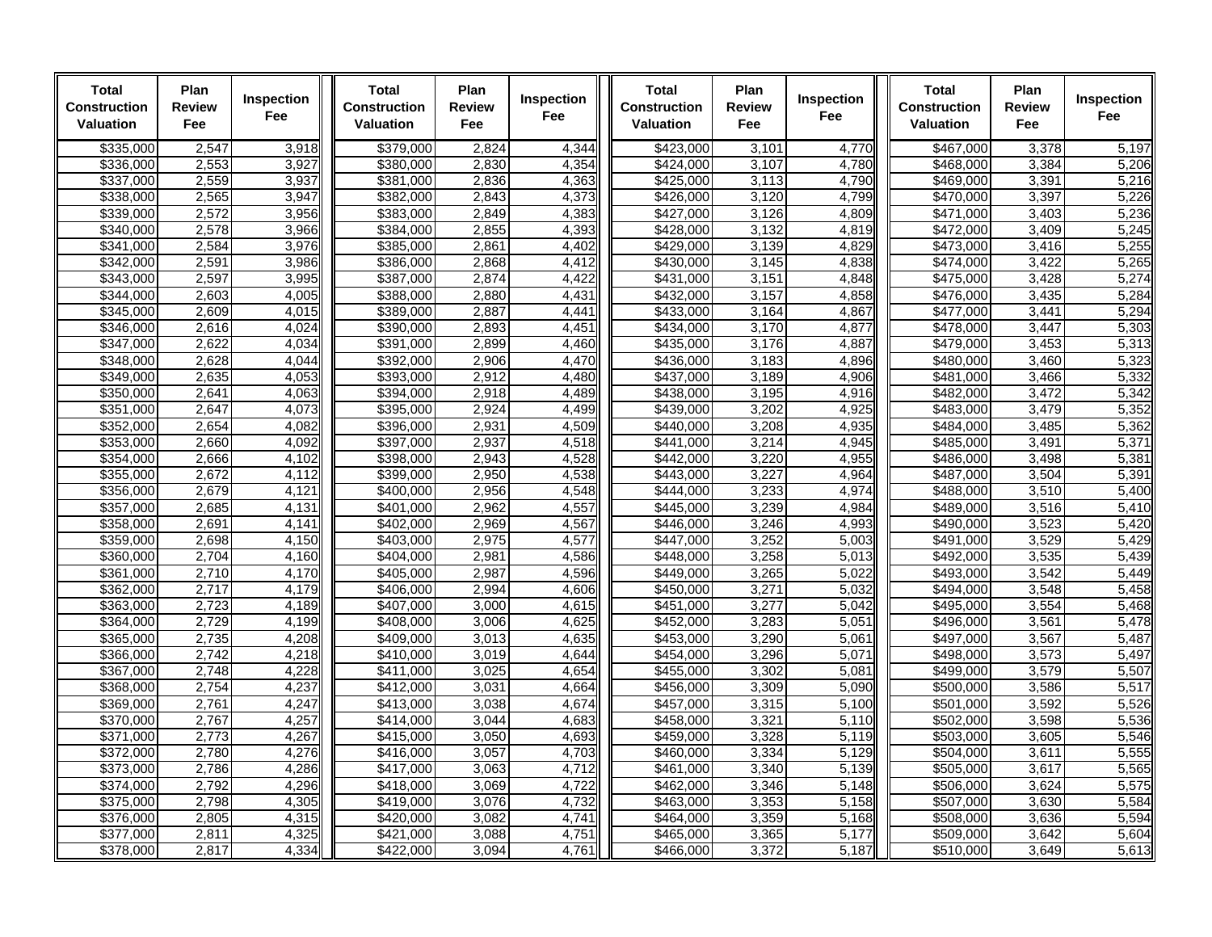| Total Construction Valuation | Plan Review Fee | Inspection Fee | Total Construction Valuation | Plan Review Fee | Inspection Fee | Total Construction Valuation | Plan Review Fee | Inspection Fee | Total Construction Valuation | Plan Review Fee | Inspection Fee |
|---|---|---|---|---|---|---|---|---|---|---|---|
| $335,000 | 2,547 | 3,918 | $379,000 | 2,824 | 4,344 | $423,000 | 3,101 | 4,770 | $467,000 | 3,378 | 5,197 |
| $336,000 | 2,553 | 3,927 | $380,000 | 2,830 | 4,354 | $424,000 | 3,107 | 4,780 | $468,000 | 3,384 | 5,206 |
| $337,000 | 2,559 | 3,937 | $381,000 | 2,836 | 4,363 | $425,000 | 3,113 | 4,790 | $469,000 | 3,391 | 5,216 |
| $338,000 | 2,565 | 3,947 | $382,000 | 2,843 | 4,373 | $426,000 | 3,120 | 4,799 | $470,000 | 3,397 | 5,226 |
| $339,000 | 2,572 | 3,956 | $383,000 | 2,849 | 4,383 | $427,000 | 3,126 | 4,809 | $471,000 | 3,403 | 5,236 |
| $340,000 | 2,578 | 3,966 | $384,000 | 2,855 | 4,393 | $428,000 | 3,132 | 4,819 | $472,000 | 3,409 | 5,245 |
| $341,000 | 2,584 | 3,976 | $385,000 | 2,861 | 4,402 | $429,000 | 3,139 | 4,829 | $473,000 | 3,416 | 5,255 |
| $342,000 | 2,591 | 3,986 | $386,000 | 2,868 | 4,412 | $430,000 | 3,145 | 4,838 | $474,000 | 3,422 | 5,265 |
| $343,000 | 2,597 | 3,995 | $387,000 | 2,874 | 4,422 | $431,000 | 3,151 | 4,848 | $475,000 | 3,428 | 5,274 |
| $344,000 | 2,603 | 4,005 | $388,000 | 2,880 | 4,431 | $432,000 | 3,157 | 4,858 | $476,000 | 3,435 | 5,284 |
| $345,000 | 2,609 | 4,015 | $389,000 | 2,887 | 4,441 | $433,000 | 3,164 | 4,867 | $477,000 | 3,441 | 5,294 |
| $346,000 | 2,616 | 4,024 | $390,000 | 2,893 | 4,451 | $434,000 | 3,170 | 4,877 | $478,000 | 3,447 | 5,303 |
| $347,000 | 2,622 | 4,034 | $391,000 | 2,899 | 4,460 | $435,000 | 3,176 | 4,887 | $479,000 | 3,453 | 5,313 |
| $348,000 | 2,628 | 4,044 | $392,000 | 2,906 | 4,470 | $436,000 | 3,183 | 4,896 | $480,000 | 3,460 | 5,323 |
| $349,000 | 2,635 | 4,053 | $393,000 | 2,912 | 4,480 | $437,000 | 3,189 | 4,906 | $481,000 | 3,466 | 5,332 |
| $350,000 | 2,641 | 4,063 | $394,000 | 2,918 | 4,489 | $438,000 | 3,195 | 4,916 | $482,000 | 3,472 | 5,342 |
| $351,000 | 2,647 | 4,073 | $395,000 | 2,924 | 4,499 | $439,000 | 3,202 | 4,925 | $483,000 | 3,479 | 5,352 |
| $352,000 | 2,654 | 4,082 | $396,000 | 2,931 | 4,509 | $440,000 | 3,208 | 4,935 | $484,000 | 3,485 | 5,362 |
| $353,000 | 2,660 | 4,092 | $397,000 | 2,937 | 4,518 | $441,000 | 3,214 | 4,945 | $485,000 | 3,491 | 5,371 |
| $354,000 | 2,666 | 4,102 | $398,000 | 2,943 | 4,528 | $442,000 | 3,220 | 4,955 | $486,000 | 3,498 | 5,381 |
| $355,000 | 2,672 | 4,112 | $399,000 | 2,950 | 4,538 | $443,000 | 3,227 | 4,964 | $487,000 | 3,504 | 5,391 |
| $356,000 | 2,679 | 4,121 | $400,000 | 2,956 | 4,548 | $444,000 | 3,233 | 4,974 | $488,000 | 3,510 | 5,400 |
| $357,000 | 2,685 | 4,131 | $401,000 | 2,962 | 4,557 | $445,000 | 3,239 | 4,984 | $489,000 | 3,516 | 5,410 |
| $358,000 | 2,691 | 4,141 | $402,000 | 2,969 | 4,567 | $446,000 | 3,246 | 4,993 | $490,000 | 3,523 | 5,420 |
| $359,000 | 2,698 | 4,150 | $403,000 | 2,975 | 4,577 | $447,000 | 3,252 | 5,003 | $491,000 | 3,529 | 5,429 |
| $360,000 | 2,704 | 4,160 | $404,000 | 2,981 | 4,586 | $448,000 | 3,258 | 5,013 | $492,000 | 3,535 | 5,439 |
| $361,000 | 2,710 | 4,170 | $405,000 | 2,987 | 4,596 | $449,000 | 3,265 | 5,022 | $493,000 | 3,542 | 5,449 |
| $362,000 | 2,717 | 4,179 | $406,000 | 2,994 | 4,606 | $450,000 | 3,271 | 5,032 | $494,000 | 3,548 | 5,458 |
| $363,000 | 2,723 | 4,189 | $407,000 | 3,000 | 4,615 | $451,000 | 3,277 | 5,042 | $495,000 | 3,554 | 5,468 |
| $364,000 | 2,729 | 4,199 | $408,000 | 3,006 | 4,625 | $452,000 | 3,283 | 5,051 | $496,000 | 3,561 | 5,478 |
| $365,000 | 2,735 | 4,208 | $409,000 | 3,013 | 4,635 | $453,000 | 3,290 | 5,061 | $497,000 | 3,567 | 5,487 |
| $366,000 | 2,742 | 4,218 | $410,000 | 3,019 | 4,644 | $454,000 | 3,296 | 5,071 | $498,000 | 3,573 | 5,497 |
| $367,000 | 2,748 | 4,228 | $411,000 | 3,025 | 4,654 | $455,000 | 3,302 | 5,081 | $499,000 | 3,579 | 5,507 |
| $368,000 | 2,754 | 4,237 | $412,000 | 3,031 | 4,664 | $456,000 | 3,309 | 5,090 | $500,000 | 3,586 | 5,517 |
| $369,000 | 2,761 | 4,247 | $413,000 | 3,038 | 4,674 | $457,000 | 3,315 | 5,100 | $501,000 | 3,592 | 5,526 |
| $370,000 | 2,767 | 4,257 | $414,000 | 3,044 | 4,683 | $458,000 | 3,321 | 5,110 | $502,000 | 3,598 | 5,536 |
| $371,000 | 2,773 | 4,267 | $415,000 | 3,050 | 4,693 | $459,000 | 3,328 | 5,119 | $503,000 | 3,605 | 5,546 |
| $372,000 | 2,780 | 4,276 | $416,000 | 3,057 | 4,703 | $460,000 | 3,334 | 5,129 | $504,000 | 3,611 | 5,555 |
| $373,000 | 2,786 | 4,286 | $417,000 | 3,063 | 4,712 | $461,000 | 3,340 | 5,139 | $505,000 | 3,617 | 5,565 |
| $374,000 | 2,792 | 4,296 | $418,000 | 3,069 | 4,722 | $462,000 | 3,346 | 5,148 | $506,000 | 3,624 | 5,575 |
| $375,000 | 2,798 | 4,305 | $419,000 | 3,076 | 4,732 | $463,000 | 3,353 | 5,158 | $507,000 | 3,630 | 5,584 |
| $376,000 | 2,805 | 4,315 | $420,000 | 3,082 | 4,741 | $464,000 | 3,359 | 5,168 | $508,000 | 3,636 | 5,594 |
| $377,000 | 2,811 | 4,325 | $421,000 | 3,088 | 4,751 | $465,000 | 3,365 | 5,177 | $509,000 | 3,642 | 5,604 |
| $378,000 | 2,817 | 4,334 | $422,000 | 3,094 | 4,761 | $466,000 | 3,372 | 5,187 | $510,000 | 3,649 | 5,613 |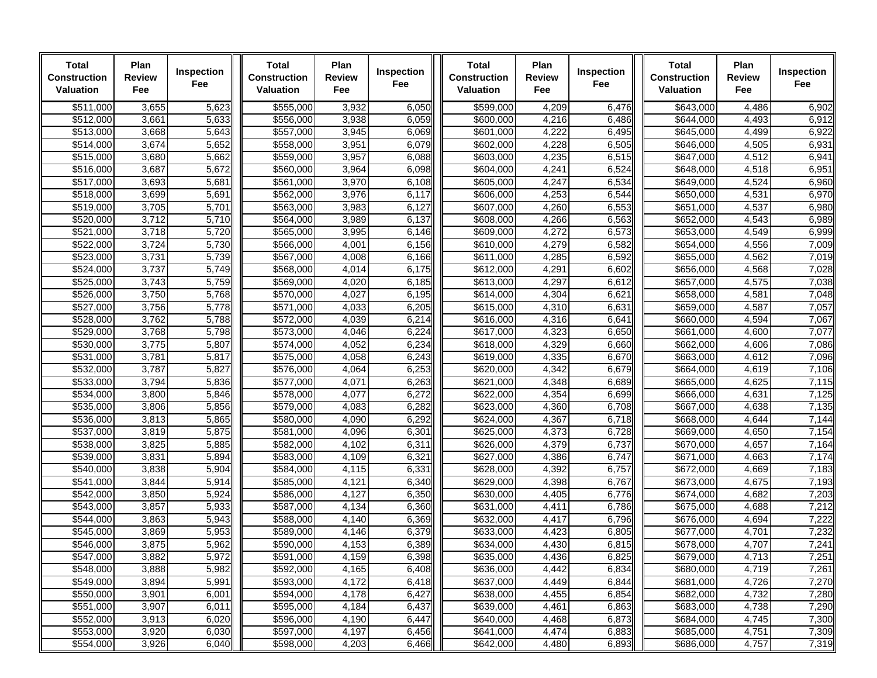| Total Construction Valuation | Plan Review Fee | Inspection Fee | Total Construction Valuation | Plan Review Fee | Inspection Fee | Total Construction Valuation | Plan Review Fee | Inspection Fee | Total Construction Valuation | Plan Review Fee | Inspection Fee |
|---|---|---|---|---|---|---|---|---|---|---|---|
| $511,000 | 3,655 | 5,623 | $555,000 | 3,932 | 6,050 | $599,000 | 4,209 | 6,476 | $643,000 | 4,486 | 6,902 |
| $512,000 | 3,661 | 5,633 | $556,000 | 3,938 | 6,059 | $600,000 | 4,216 | 6,486 | $644,000 | 4,493 | 6,912 |
| $513,000 | 3,668 | 5,643 | $557,000 | 3,945 | 6,069 | $601,000 | 4,222 | 6,495 | $645,000 | 4,499 | 6,922 |
| $514,000 | 3,674 | 5,652 | $558,000 | 3,951 | 6,079 | $602,000 | 4,228 | 6,505 | $646,000 | 4,505 | 6,931 |
| $515,000 | 3,680 | 5,662 | $559,000 | 3,957 | 6,088 | $603,000 | 4,235 | 6,515 | $647,000 | 4,512 | 6,941 |
| $516,000 | 3,687 | 5,672 | $560,000 | 3,964 | 6,098 | $604,000 | 4,241 | 6,524 | $648,000 | 4,518 | 6,951 |
| $517,000 | 3,693 | 5,681 | $561,000 | 3,970 | 6,108 | $605,000 | 4,247 | 6,534 | $649,000 | 4,524 | 6,960 |
| $518,000 | 3,699 | 5,691 | $562,000 | 3,976 | 6,117 | $606,000 | 4,253 | 6,544 | $650,000 | 4,531 | 6,970 |
| $519,000 | 3,705 | 5,701 | $563,000 | 3,983 | 6,127 | $607,000 | 4,260 | 6,553 | $651,000 | 4,537 | 6,980 |
| $520,000 | 3,712 | 5,710 | $564,000 | 3,989 | 6,137 | $608,000 | 4,266 | 6,563 | $652,000 | 4,543 | 6,989 |
| $521,000 | 3,718 | 5,720 | $565,000 | 3,995 | 6,146 | $609,000 | 4,272 | 6,573 | $653,000 | 4,549 | 6,999 |
| $522,000 | 3,724 | 5,730 | $566,000 | 4,001 | 6,156 | $610,000 | 4,279 | 6,582 | $654,000 | 4,556 | 7,009 |
| $523,000 | 3,731 | 5,739 | $567,000 | 4,008 | 6,166 | $611,000 | 4,285 | 6,592 | $655,000 | 4,562 | 7,019 |
| $524,000 | 3,737 | 5,749 | $568,000 | 4,014 | 6,175 | $612,000 | 4,291 | 6,602 | $656,000 | 4,568 | 7,028 |
| $525,000 | 3,743 | 5,759 | $569,000 | 4,020 | 6,185 | $613,000 | 4,297 | 6,612 | $657,000 | 4,575 | 7,038 |
| $526,000 | 3,750 | 5,768 | $570,000 | 4,027 | 6,195 | $614,000 | 4,304 | 6,621 | $658,000 | 4,581 | 7,048 |
| $527,000 | 3,756 | 5,778 | $571,000 | 4,033 | 6,205 | $615,000 | 4,310 | 6,631 | $659,000 | 4,587 | 7,057 |
| $528,000 | 3,762 | 5,788 | $572,000 | 4,039 | 6,214 | $616,000 | 4,316 | 6,641 | $660,000 | 4,594 | 7,067 |
| $529,000 | 3,768 | 5,798 | $573,000 | 4,046 | 6,224 | $617,000 | 4,323 | 6,650 | $661,000 | 4,600 | 7,077 |
| $530,000 | 3,775 | 5,807 | $574,000 | 4,052 | 6,234 | $618,000 | 4,329 | 6,660 | $662,000 | 4,606 | 7,086 |
| $531,000 | 3,781 | 5,817 | $575,000 | 4,058 | 6,243 | $619,000 | 4,335 | 6,670 | $663,000 | 4,612 | 7,096 |
| $532,000 | 3,787 | 5,827 | $576,000 | 4,064 | 6,253 | $620,000 | 4,342 | 6,679 | $664,000 | 4,619 | 7,106 |
| $533,000 | 3,794 | 5,836 | $577,000 | 4,071 | 6,263 | $621,000 | 4,348 | 6,689 | $665,000 | 4,625 | 7,115 |
| $534,000 | 3,800 | 5,846 | $578,000 | 4,077 | 6,272 | $622,000 | 4,354 | 6,699 | $666,000 | 4,631 | 7,125 |
| $535,000 | 3,806 | 5,856 | $579,000 | 4,083 | 6,282 | $623,000 | 4,360 | 6,708 | $667,000 | 4,638 | 7,135 |
| $536,000 | 3,813 | 5,865 | $580,000 | 4,090 | 6,292 | $624,000 | 4,367 | 6,718 | $668,000 | 4,644 | 7,144 |
| $537,000 | 3,819 | 5,875 | $581,000 | 4,096 | 6,301 | $625,000 | 4,373 | 6,728 | $669,000 | 4,650 | 7,154 |
| $538,000 | 3,825 | 5,885 | $582,000 | 4,102 | 6,311 | $626,000 | 4,379 | 6,737 | $670,000 | 4,657 | 7,164 |
| $539,000 | 3,831 | 5,894 | $583,000 | 4,109 | 6,321 | $627,000 | 4,386 | 6,747 | $671,000 | 4,663 | 7,174 |
| $540,000 | 3,838 | 5,904 | $584,000 | 4,115 | 6,331 | $628,000 | 4,392 | 6,757 | $672,000 | 4,669 | 7,183 |
| $541,000 | 3,844 | 5,914 | $585,000 | 4,121 | 6,340 | $629,000 | 4,398 | 6,767 | $673,000 | 4,675 | 7,193 |
| $542,000 | 3,850 | 5,924 | $586,000 | 4,127 | 6,350 | $630,000 | 4,405 | 6,776 | $674,000 | 4,682 | 7,203 |
| $543,000 | 3,857 | 5,933 | $587,000 | 4,134 | 6,360 | $631,000 | 4,411 | 6,786 | $675,000 | 4,688 | 7,212 |
| $544,000 | 3,863 | 5,943 | $588,000 | 4,140 | 6,369 | $632,000 | 4,417 | 6,796 | $676,000 | 4,694 | 7,222 |
| $545,000 | 3,869 | 5,953 | $589,000 | 4,146 | 6,379 | $633,000 | 4,423 | 6,805 | $677,000 | 4,701 | 7,232 |
| $546,000 | 3,875 | 5,962 | $590,000 | 4,153 | 6,389 | $634,000 | 4,430 | 6,815 | $678,000 | 4,707 | 7,241 |
| $547,000 | 3,882 | 5,972 | $591,000 | 4,159 | 6,398 | $635,000 | 4,436 | 6,825 | $679,000 | 4,713 | 7,251 |
| $548,000 | 3,888 | 5,982 | $592,000 | 4,165 | 6,408 | $636,000 | 4,442 | 6,834 | $680,000 | 4,719 | 7,261 |
| $549,000 | 3,894 | 5,991 | $593,000 | 4,172 | 6,418 | $637,000 | 4,449 | 6,844 | $681,000 | 4,726 | 7,270 |
| $550,000 | 3,901 | 6,001 | $594,000 | 4,178 | 6,427 | $638,000 | 4,455 | 6,854 | $682,000 | 4,732 | 7,280 |
| $551,000 | 3,907 | 6,011 | $595,000 | 4,184 | 6,437 | $639,000 | 4,461 | 6,863 | $683,000 | 4,738 | 7,290 |
| $552,000 | 3,913 | 6,020 | $596,000 | 4,190 | 6,447 | $640,000 | 4,468 | 6,873 | $684,000 | 4,745 | 7,300 |
| $553,000 | 3,920 | 6,030 | $597,000 | 4,197 | 6,456 | $641,000 | 4,474 | 6,883 | $685,000 | 4,751 | 7,309 |
| $554,000 | 3,926 | 6,040 | $598,000 | 4,203 | 6,466 | $642,000 | 4,480 | 6,893 | $686,000 | 4,757 | 7,319 |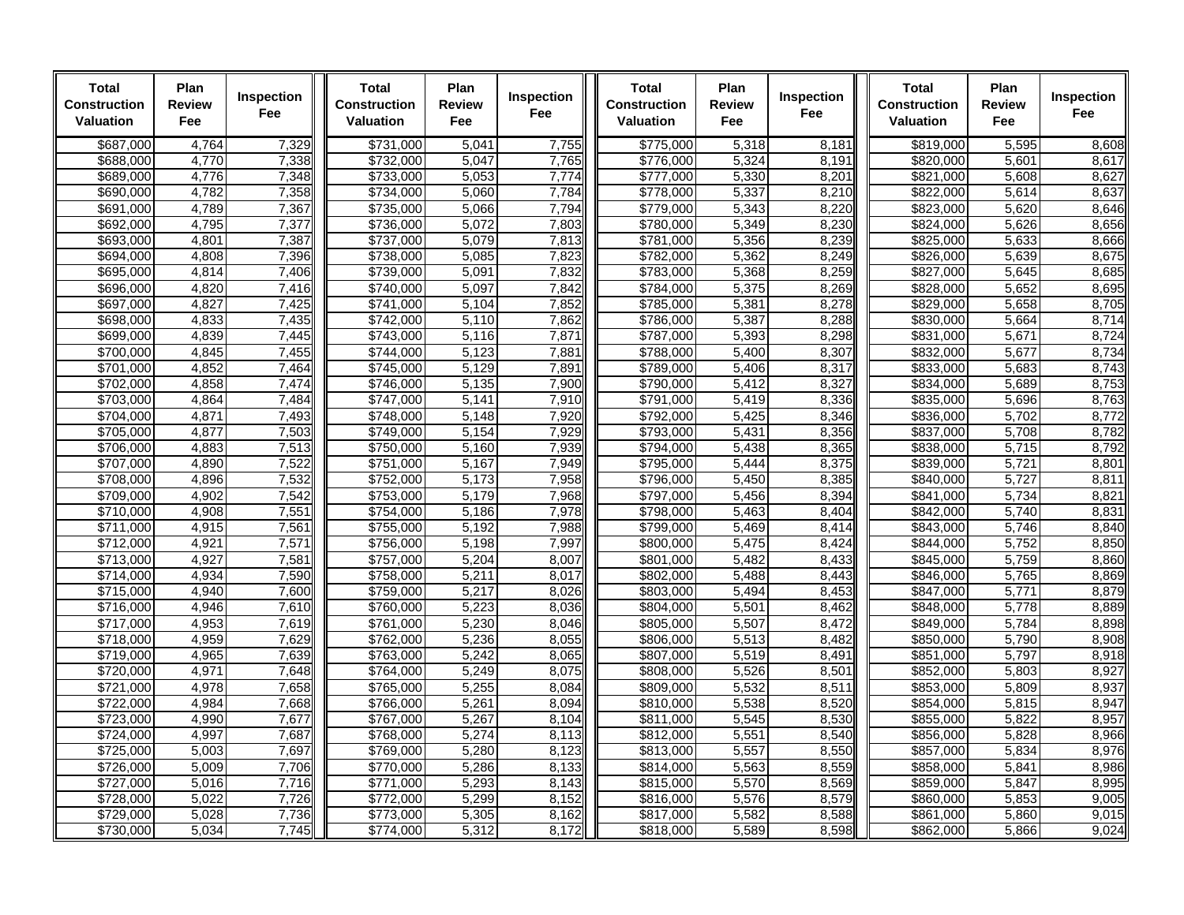| Total Construction Valuation | Plan Review Fee | Inspection Fee | Total Construction Valuation | Plan Review Fee | Inspection Fee | Total Construction Valuation | Plan Review Fee | Inspection Fee | Total Construction Valuation | Plan Review Fee | Inspection Fee |
|---|---|---|---|---|---|---|---|---|---|---|---|
| $687,000 | 4,764 | 7,329 | $731,000 | 5,041 | 7,755 | $775,000 | 5,318 | 8,181 | $819,000 | 5,595 | 8,608 |
| $688,000 | 4,770 | 7,338 | $732,000 | 5,047 | 7,765 | $776,000 | 5,324 | 8,191 | $820,000 | 5,601 | 8,617 |
| $689,000 | 4,776 | 7,348 | $733,000 | 5,053 | 7,774 | $777,000 | 5,330 | 8,201 | $821,000 | 5,608 | 8,627 |
| $690,000 | 4,782 | 7,358 | $734,000 | 5,060 | 7,784 | $778,000 | 5,337 | 8,210 | $822,000 | 5,614 | 8,637 |
| $691,000 | 4,789 | 7,367 | $735,000 | 5,066 | 7,794 | $779,000 | 5,343 | 8,220 | $823,000 | 5,620 | 8,646 |
| $692,000 | 4,795 | 7,377 | $736,000 | 5,072 | 7,803 | $780,000 | 5,349 | 8,230 | $824,000 | 5,626 | 8,656 |
| $693,000 | 4,801 | 7,387 | $737,000 | 5,079 | 7,813 | $781,000 | 5,356 | 8,239 | $825,000 | 5,633 | 8,666 |
| $694,000 | 4,808 | 7,396 | $738,000 | 5,085 | 7,823 | $782,000 | 5,362 | 8,249 | $826,000 | 5,639 | 8,675 |
| $695,000 | 4,814 | 7,406 | $739,000 | 5,091 | 7,832 | $783,000 | 5,368 | 8,259 | $827,000 | 5,645 | 8,685 |
| $696,000 | 4,820 | 7,416 | $740,000 | 5,097 | 7,842 | $784,000 | 5,375 | 8,269 | $828,000 | 5,652 | 8,695 |
| $697,000 | 4,827 | 7,425 | $741,000 | 5,104 | 7,852 | $785,000 | 5,381 | 8,278 | $829,000 | 5,658 | 8,705 |
| $698,000 | 4,833 | 7,435 | $742,000 | 5,110 | 7,862 | $786,000 | 5,387 | 8,288 | $830,000 | 5,664 | 8,714 |
| $699,000 | 4,839 | 7,445 | $743,000 | 5,116 | 7,871 | $787,000 | 5,393 | 8,298 | $831,000 | 5,671 | 8,724 |
| $700,000 | 4,845 | 7,455 | $744,000 | 5,123 | 7,881 | $788,000 | 5,400 | 8,307 | $832,000 | 5,677 | 8,734 |
| $701,000 | 4,852 | 7,464 | $745,000 | 5,129 | 7,891 | $789,000 | 5,406 | 8,317 | $833,000 | 5,683 | 8,743 |
| $702,000 | 4,858 | 7,474 | $746,000 | 5,135 | 7,900 | $790,000 | 5,412 | 8,327 | $834,000 | 5,689 | 8,753 |
| $703,000 | 4,864 | 7,484 | $747,000 | 5,141 | 7,910 | $791,000 | 5,419 | 8,336 | $835,000 | 5,696 | 8,763 |
| $704,000 | 4,871 | 7,493 | $748,000 | 5,148 | 7,920 | $792,000 | 5,425 | 8,346 | $836,000 | 5,702 | 8,772 |
| $705,000 | 4,877 | 7,503 | $749,000 | 5,154 | 7,929 | $793,000 | 5,431 | 8,356 | $837,000 | 5,708 | 8,782 |
| $706,000 | 4,883 | 7,513 | $750,000 | 5,160 | 7,939 | $794,000 | 5,438 | 8,365 | $838,000 | 5,715 | 8,792 |
| $707,000 | 4,890 | 7,522 | $751,000 | 5,167 | 7,949 | $795,000 | 5,444 | 8,375 | $839,000 | 5,721 | 8,801 |
| $708,000 | 4,896 | 7,532 | $752,000 | 5,173 | 7,958 | $796,000 | 5,450 | 8,385 | $840,000 | 5,727 | 8,811 |
| $709,000 | 4,902 | 7,542 | $753,000 | 5,179 | 7,968 | $797,000 | 5,456 | 8,394 | $841,000 | 5,734 | 8,821 |
| $710,000 | 4,908 | 7,551 | $754,000 | 5,186 | 7,978 | $798,000 | 5,463 | 8,404 | $842,000 | 5,740 | 8,831 |
| $711,000 | 4,915 | 7,561 | $755,000 | 5,192 | 7,988 | $799,000 | 5,469 | 8,414 | $843,000 | 5,746 | 8,840 |
| $712,000 | 4,921 | 7,571 | $756,000 | 5,198 | 7,997 | $800,000 | 5,475 | 8,424 | $844,000 | 5,752 | 8,850 |
| $713,000 | 4,927 | 7,581 | $757,000 | 5,204 | 8,007 | $801,000 | 5,482 | 8,433 | $845,000 | 5,759 | 8,860 |
| $714,000 | 4,934 | 7,590 | $758,000 | 5,211 | 8,017 | $802,000 | 5,488 | 8,443 | $846,000 | 5,765 | 8,869 |
| $715,000 | 4,940 | 7,600 | $759,000 | 5,217 | 8,026 | $803,000 | 5,494 | 8,453 | $847,000 | 5,771 | 8,879 |
| $716,000 | 4,946 | 7,610 | $760,000 | 5,223 | 8,036 | $804,000 | 5,501 | 8,462 | $848,000 | 5,778 | 8,889 |
| $717,000 | 4,953 | 7,619 | $761,000 | 5,230 | 8,046 | $805,000 | 5,507 | 8,472 | $849,000 | 5,784 | 8,898 |
| $718,000 | 4,959 | 7,629 | $762,000 | 5,236 | 8,055 | $806,000 | 5,513 | 8,482 | $850,000 | 5,790 | 8,908 |
| $719,000 | 4,965 | 7,639 | $763,000 | 5,242 | 8,065 | $807,000 | 5,519 | 8,491 | $851,000 | 5,797 | 8,918 |
| $720,000 | 4,971 | 7,648 | $764,000 | 5,249 | 8,075 | $808,000 | 5,526 | 8,501 | $852,000 | 5,803 | 8,927 |
| $721,000 | 4,978 | 7,658 | $765,000 | 5,255 | 8,084 | $809,000 | 5,532 | 8,511 | $853,000 | 5,809 | 8,937 |
| $722,000 | 4,984 | 7,668 | $766,000 | 5,261 | 8,094 | $810,000 | 5,538 | 8,520 | $854,000 | 5,815 | 8,947 |
| $723,000 | 4,990 | 7,677 | $767,000 | 5,267 | 8,104 | $811,000 | 5,545 | 8,530 | $855,000 | 5,822 | 8,957 |
| $724,000 | 4,997 | 7,687 | $768,000 | 5,274 | 8,113 | $812,000 | 5,551 | 8,540 | $856,000 | 5,828 | 8,966 |
| $725,000 | 5,003 | 7,697 | $769,000 | 5,280 | 8,123 | $813,000 | 5,557 | 8,550 | $857,000 | 5,834 | 8,976 |
| $726,000 | 5,009 | 7,706 | $770,000 | 5,286 | 8,133 | $814,000 | 5,563 | 8,559 | $858,000 | 5,841 | 8,986 |
| $727,000 | 5,016 | 7,716 | $771,000 | 5,293 | 8,143 | $815,000 | 5,570 | 8,569 | $859,000 | 5,847 | 8,995 |
| $728,000 | 5,022 | 7,726 | $772,000 | 5,299 | 8,152 | $816,000 | 5,576 | 8,579 | $860,000 | 5,853 | 9,005 |
| $729,000 | 5,028 | 7,736 | $773,000 | 5,305 | 8,162 | $817,000 | 5,582 | 8,588 | $861,000 | 5,860 | 9,015 |
| $730,000 | 5,034 | 7,745 | $774,000 | 5,312 | 8,172 | $818,000 | 5,589 | 8,598 | $862,000 | 5,866 | 9,024 |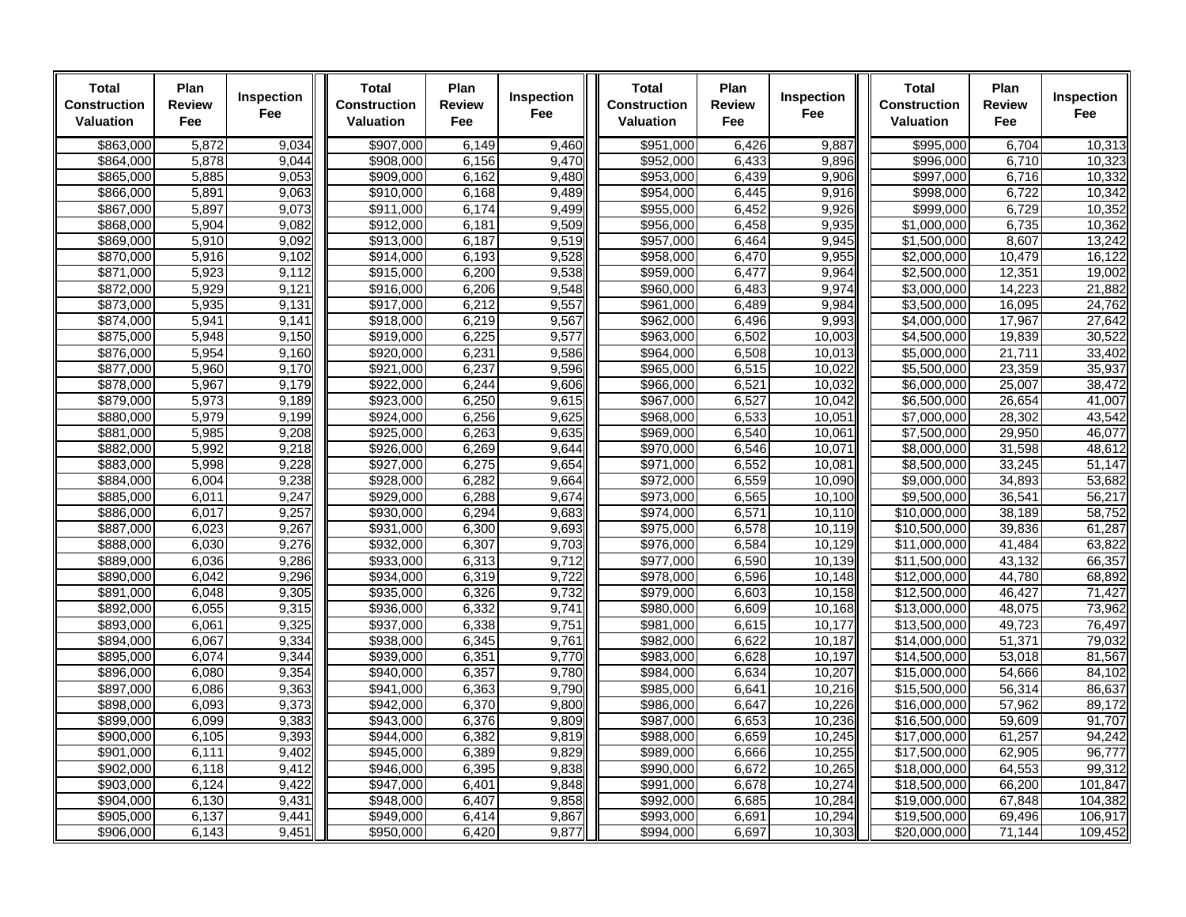| Total Construction Valuation | Plan Review Fee | Inspection Fee | Total Construction Valuation | Plan Review Fee | Inspection Fee | Total Construction Valuation | Plan Review Fee | Inspection Fee | Total Construction Valuation | Plan Review Fee | Inspection Fee |
|---|---|---|---|---|---|---|---|---|---|---|---|
| $863,000 | 5,872 | 9,034 | $907,000 | 6,149 | 9,460 | $951,000 | 6,426 | 9,887 | $995,000 | 6,704 | 10,313 |
| $864,000 | 5,878 | 9,044 | $908,000 | 6,156 | 9,470 | $952,000 | 6,433 | 9,896 | $996,000 | 6,710 | 10,323 |
| $865,000 | 5,885 | 9,053 | $909,000 | 6,162 | 9,480 | $953,000 | 6,439 | 9,906 | $997,000 | 6,716 | 10,332 |
| $866,000 | 5,891 | 9,063 | $910,000 | 6,168 | 9,489 | $954,000 | 6,445 | 9,916 | $998,000 | 6,722 | 10,342 |
| $867,000 | 5,897 | 9,073 | $911,000 | 6,174 | 9,499 | $955,000 | 6,452 | 9,926 | $999,000 | 6,729 | 10,352 |
| $868,000 | 5,904 | 9,082 | $912,000 | 6,181 | 9,509 | $956,000 | 6,458 | 9,935 | $1,000,000 | 6,735 | 10,362 |
| $869,000 | 5,910 | 9,092 | $913,000 | 6,187 | 9,519 | $957,000 | 6,464 | 9,945 | $1,500,000 | 8,607 | 13,242 |
| $870,000 | 5,916 | 9,102 | $914,000 | 6,193 | 9,528 | $958,000 | 6,470 | 9,955 | $2,000,000 | 10,479 | 16,122 |
| $871,000 | 5,923 | 9,112 | $915,000 | 6,200 | 9,538 | $959,000 | 6,477 | 9,964 | $2,500,000 | 12,351 | 19,002 |
| $872,000 | 5,929 | 9,121 | $916,000 | 6,206 | 9,548 | $960,000 | 6,483 | 9,974 | $3,000,000 | 14,223 | 21,882 |
| $873,000 | 5,935 | 9,131 | $917,000 | 6,212 | 9,557 | $961,000 | 6,489 | 9,984 | $3,500,000 | 16,095 | 24,762 |
| $874,000 | 5,941 | 9,141 | $918,000 | 6,219 | 9,567 | $962,000 | 6,496 | 9,993 | $4,000,000 | 17,967 | 27,642 |
| $875,000 | 5,948 | 9,150 | $919,000 | 6,225 | 9,577 | $963,000 | 6,502 | 10,003 | $4,500,000 | 19,839 | 30,522 |
| $876,000 | 5,954 | 9,160 | $920,000 | 6,231 | 9,586 | $964,000 | 6,508 | 10,013 | $5,000,000 | 21,711 | 33,402 |
| $877,000 | 5,960 | 9,170 | $921,000 | 6,237 | 9,596 | $965,000 | 6,515 | 10,022 | $5,500,000 | 23,359 | 35,937 |
| $878,000 | 5,967 | 9,179 | $922,000 | 6,244 | 9,606 | $966,000 | 6,521 | 10,032 | $6,000,000 | 25,007 | 38,472 |
| $879,000 | 5,973 | 9,189 | $923,000 | 6,250 | 9,615 | $967,000 | 6,527 | 10,042 | $6,500,000 | 26,654 | 41,007 |
| $880,000 | 5,979 | 9,199 | $924,000 | 6,256 | 9,625 | $968,000 | 6,533 | 10,051 | $7,000,000 | 28,302 | 43,542 |
| $881,000 | 5,985 | 9,208 | $925,000 | 6,263 | 9,635 | $969,000 | 6,540 | 10,061 | $7,500,000 | 29,950 | 46,077 |
| $882,000 | 5,992 | 9,218 | $926,000 | 6,269 | 9,644 | $970,000 | 6,546 | 10,071 | $8,000,000 | 31,598 | 48,612 |
| $883,000 | 5,998 | 9,228 | $927,000 | 6,275 | 9,654 | $971,000 | 6,552 | 10,081 | $8,500,000 | 33,245 | 51,147 |
| $884,000 | 6,004 | 9,238 | $928,000 | 6,282 | 9,664 | $972,000 | 6,559 | 10,090 | $9,000,000 | 34,893 | 53,682 |
| $885,000 | 6,011 | 9,247 | $929,000 | 6,288 | 9,674 | $973,000 | 6,565 | 10,100 | $9,500,000 | 36,541 | 56,217 |
| $886,000 | 6,017 | 9,257 | $930,000 | 6,294 | 9,683 | $974,000 | 6,571 | 10,110 | $10,000,000 | 38,189 | 58,752 |
| $887,000 | 6,023 | 9,267 | $931,000 | 6,300 | 9,693 | $975,000 | 6,578 | 10,119 | $10,500,000 | 39,836 | 61,287 |
| $888,000 | 6,030 | 9,276 | $932,000 | 6,307 | 9,703 | $976,000 | 6,584 | 10,129 | $11,000,000 | 41,484 | 63,822 |
| $889,000 | 6,036 | 9,286 | $933,000 | 6,313 | 9,712 | $977,000 | 6,590 | 10,139 | $11,500,000 | 43,132 | 66,357 |
| $890,000 | 6,042 | 9,296 | $934,000 | 6,319 | 9,722 | $978,000 | 6,596 | 10,148 | $12,000,000 | 44,780 | 68,892 |
| $891,000 | 6,048 | 9,305 | $935,000 | 6,326 | 9,732 | $979,000 | 6,603 | 10,158 | $12,500,000 | 46,427 | 71,427 |
| $892,000 | 6,055 | 9,315 | $936,000 | 6,332 | 9,741 | $980,000 | 6,609 | 10,168 | $13,000,000 | 48,075 | 73,962 |
| $893,000 | 6,061 | 9,325 | $937,000 | 6,338 | 9,751 | $981,000 | 6,615 | 10,177 | $13,500,000 | 49,723 | 76,497 |
| $894,000 | 6,067 | 9,334 | $938,000 | 6,345 | 9,761 | $982,000 | 6,622 | 10,187 | $14,000,000 | 51,371 | 79,032 |
| $895,000 | 6,074 | 9,344 | $939,000 | 6,351 | 9,770 | $983,000 | 6,628 | 10,197 | $14,500,000 | 53,018 | 81,567 |
| $896,000 | 6,080 | 9,354 | $940,000 | 6,357 | 9,780 | $984,000 | 6,634 | 10,207 | $15,000,000 | 54,666 | 84,102 |
| $897,000 | 6,086 | 9,363 | $941,000 | 6,363 | 9,790 | $985,000 | 6,641 | 10,216 | $15,500,000 | 56,314 | 86,637 |
| $898,000 | 6,093 | 9,373 | $942,000 | 6,370 | 9,800 | $986,000 | 6,647 | 10,226 | $16,000,000 | 57,962 | 89,172 |
| $899,000 | 6,099 | 9,383 | $943,000 | 6,376 | 9,809 | $987,000 | 6,653 | 10,236 | $16,500,000 | 59,609 | 91,707 |
| $900,000 | 6,105 | 9,393 | $944,000 | 6,382 | 9,819 | $988,000 | 6,659 | 10,245 | $17,000,000 | 61,257 | 94,242 |
| $901,000 | 6,111 | 9,402 | $945,000 | 6,389 | 9,829 | $989,000 | 6,666 | 10,255 | $17,500,000 | 62,905 | 96,777 |
| $902,000 | 6,118 | 9,412 | $946,000 | 6,395 | 9,838 | $990,000 | 6,672 | 10,265 | $18,000,000 | 64,553 | 99,312 |
| $903,000 | 6,124 | 9,422 | $947,000 | 6,401 | 9,848 | $991,000 | 6,678 | 10,274 | $18,500,000 | 66,200 | 101,847 |
| $904,000 | 6,130 | 9,431 | $948,000 | 6,407 | 9,858 | $992,000 | 6,685 | 10,284 | $19,000,000 | 67,848 | 104,382 |
| $905,000 | 6,137 | 9,441 | $949,000 | 6,414 | 9,867 | $993,000 | 6,691 | 10,294 | $19,500,000 | 69,496 | 106,917 |
| $906,000 | 6,143 | 9,451 | $950,000 | 6,420 | 9,877 | $994,000 | 6,697 | 10,303 | $20,000,000 | 71,144 | 109,452 |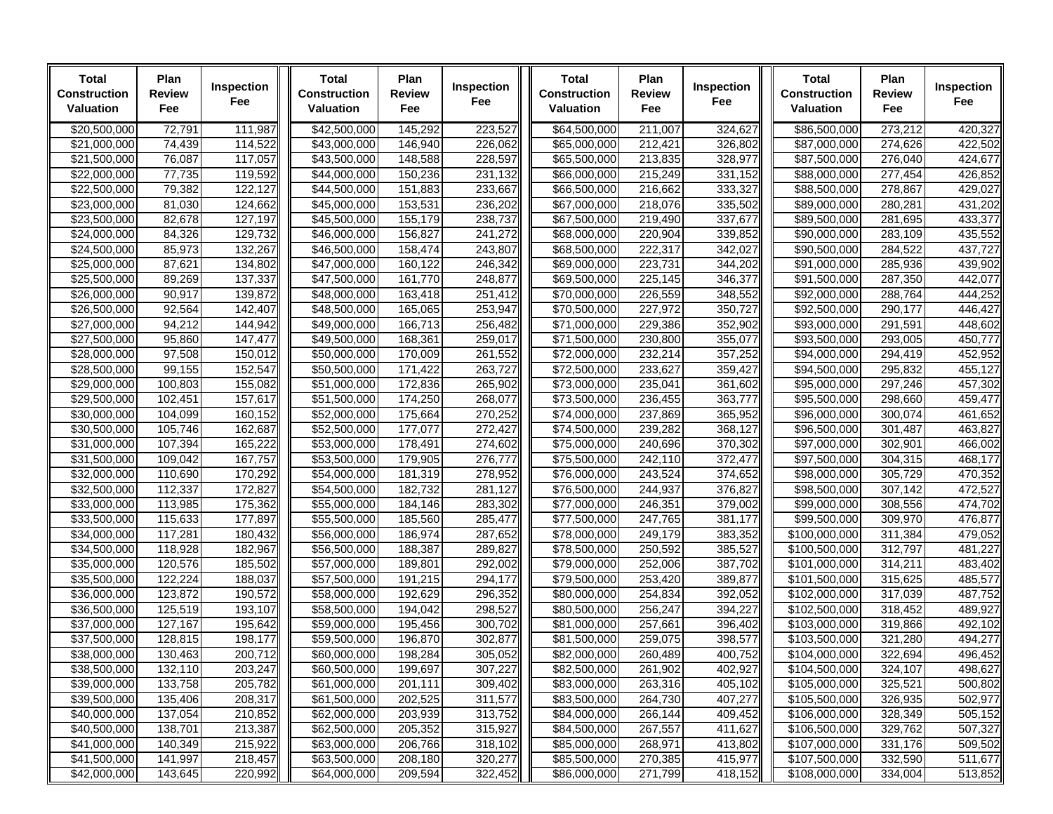| Total Construction Valuation | Plan Review Fee | Inspection Fee | Total Construction Valuation | Plan Review Fee | Inspection Fee | Total Construction Valuation | Plan Review Fee | Inspection Fee | Total Construction Valuation | Plan Review Fee | Inspection Fee |
|---|---|---|---|---|---|---|---|---|---|---|---|
| $20,500,000 | 72,791 | 111,987 | $42,500,000 | 145,292 | 223,527 | $64,500,000 | 211,007 | 324,627 | $86,500,000 | 273,212 | 420,327 |
| $21,000,000 | 74,439 | 114,522 | $43,000,000 | 146,940 | 226,062 | $65,000,000 | 212,421 | 326,802 | $87,000,000 | 274,626 | 422,502 |
| $21,500,000 | 76,087 | 117,057 | $43,500,000 | 148,588 | 228,597 | $65,500,000 | 213,835 | 328,977 | $87,500,000 | 276,040 | 424,677 |
| $22,000,000 | 77,735 | 119,592 | $44,000,000 | 150,236 | 231,132 | $66,000,000 | 215,249 | 331,152 | $88,000,000 | 277,454 | 426,852 |
| $22,500,000 | 79,382 | 122,127 | $44,500,000 | 151,883 | 233,667 | $66,500,000 | 216,662 | 333,327 | $88,500,000 | 278,867 | 429,027 |
| $23,000,000 | 81,030 | 124,662 | $45,000,000 | 153,531 | 236,202 | $67,000,000 | 218,076 | 335,502 | $89,000,000 | 280,281 | 431,202 |
| $23,500,000 | 82,678 | 127,197 | $45,500,000 | 155,179 | 238,737 | $67,500,000 | 219,490 | 337,677 | $89,500,000 | 281,695 | 433,377 |
| $24,000,000 | 84,326 | 129,732 | $46,000,000 | 156,827 | 241,272 | $68,000,000 | 220,904 | 339,852 | $90,000,000 | 283,109 | 435,552 |
| $24,500,000 | 85,973 | 132,267 | $46,500,000 | 158,474 | 243,807 | $68,500,000 | 222,317 | 342,027 | $90,500,000 | 284,522 | 437,727 |
| $25,000,000 | 87,621 | 134,802 | $47,000,000 | 160,122 | 246,342 | $69,000,000 | 223,731 | 344,202 | $91,000,000 | 285,936 | 439,902 |
| $25,500,000 | 89,269 | 137,337 | $47,500,000 | 161,770 | 248,877 | $69,500,000 | 225,145 | 346,377 | $91,500,000 | 287,350 | 442,077 |
| $26,000,000 | 90,917 | 139,872 | $48,000,000 | 163,418 | 251,412 | $70,000,000 | 226,559 | 348,552 | $92,000,000 | 288,764 | 444,252 |
| $26,500,000 | 92,564 | 142,407 | $48,500,000 | 165,065 | 253,947 | $70,500,000 | 227,972 | 350,727 | $92,500,000 | 290,177 | 446,427 |
| $27,000,000 | 94,212 | 144,942 | $49,000,000 | 166,713 | 256,482 | $71,000,000 | 229,386 | 352,902 | $93,000,000 | 291,591 | 448,602 |
| $27,500,000 | 95,860 | 147,477 | $49,500,000 | 168,361 | 259,017 | $71,500,000 | 230,800 | 355,077 | $93,500,000 | 293,005 | 450,777 |
| $28,000,000 | 97,508 | 150,012 | $50,000,000 | 170,009 | 261,552 | $72,000,000 | 232,214 | 357,252 | $94,000,000 | 294,419 | 452,952 |
| $28,500,000 | 99,155 | 152,547 | $50,500,000 | 171,422 | 263,727 | $72,500,000 | 233,627 | 359,427 | $94,500,000 | 295,832 | 455,127 |
| $29,000,000 | 100,803 | 155,082 | $51,000,000 | 172,836 | 265,902 | $73,000,000 | 235,041 | 361,602 | $95,000,000 | 297,246 | 457,302 |
| $29,500,000 | 102,451 | 157,617 | $51,500,000 | 174,250 | 268,077 | $73,500,000 | 236,455 | 363,777 | $95,500,000 | 298,660 | 459,477 |
| $30,000,000 | 104,099 | 160,152 | $52,000,000 | 175,664 | 270,252 | $74,000,000 | 237,869 | 365,952 | $96,000,000 | 300,074 | 461,652 |
| $30,500,000 | 105,746 | 162,687 | $52,500,000 | 177,077 | 272,427 | $74,500,000 | 239,282 | 368,127 | $96,500,000 | 301,487 | 463,827 |
| $31,000,000 | 107,394 | 165,222 | $53,000,000 | 178,491 | 274,602 | $75,000,000 | 240,696 | 370,302 | $97,000,000 | 302,901 | 466,002 |
| $31,500,000 | 109,042 | 167,757 | $53,500,000 | 179,905 | 276,777 | $75,500,000 | 242,110 | 372,477 | $97,500,000 | 304,315 | 468,177 |
| $32,000,000 | 110,690 | 170,292 | $54,000,000 | 181,319 | 278,952 | $76,000,000 | 243,524 | 374,652 | $98,000,000 | 305,729 | 470,352 |
| $32,500,000 | 112,337 | 172,827 | $54,500,000 | 182,732 | 281,127 | $76,500,000 | 244,937 | 376,827 | $98,500,000 | 307,142 | 472,527 |
| $33,000,000 | 113,985 | 175,362 | $55,000,000 | 184,146 | 283,302 | $77,000,000 | 246,351 | 379,002 | $99,000,000 | 308,556 | 474,702 |
| $33,500,000 | 115,633 | 177,897 | $55,500,000 | 185,560 | 285,477 | $77,500,000 | 247,765 | 381,177 | $99,500,000 | 309,970 | 476,877 |
| $34,000,000 | 117,281 | 180,432 | $56,000,000 | 186,974 | 287,652 | $78,000,000 | 249,179 | 383,352 | $100,000,000 | 311,384 | 479,052 |
| $34,500,000 | 118,928 | 182,967 | $56,500,000 | 188,387 | 289,827 | $78,500,000 | 250,592 | 385,527 | $100,500,000 | 312,797 | 481,227 |
| $35,000,000 | 120,576 | 185,502 | $57,000,000 | 189,801 | 292,002 | $79,000,000 | 252,006 | 387,702 | $101,000,000 | 314,211 | 483,402 |
| $35,500,000 | 122,224 | 188,037 | $57,500,000 | 191,215 | 294,177 | $79,500,000 | 253,420 | 389,877 | $101,500,000 | 315,625 | 485,577 |
| $36,000,000 | 123,872 | 190,572 | $58,000,000 | 192,629 | 296,352 | $80,000,000 | 254,834 | 392,052 | $102,000,000 | 317,039 | 487,752 |
| $36,500,000 | 125,519 | 193,107 | $58,500,000 | 194,042 | 298,527 | $80,500,000 | 256,247 | 394,227 | $102,500,000 | 318,452 | 489,927 |
| $37,000,000 | 127,167 | 195,642 | $59,000,000 | 195,456 | 300,702 | $81,000,000 | 257,661 | 396,402 | $103,000,000 | 319,866 | 492,102 |
| $37,500,000 | 128,815 | 198,177 | $59,500,000 | 196,870 | 302,877 | $81,500,000 | 259,075 | 398,577 | $103,500,000 | 321,280 | 494,277 |
| $38,000,000 | 130,463 | 200,712 | $60,000,000 | 198,284 | 305,052 | $82,000,000 | 260,489 | 400,752 | $104,000,000 | 322,694 | 496,452 |
| $38,500,000 | 132,110 | 203,247 | $60,500,000 | 199,697 | 307,227 | $82,500,000 | 261,902 | 402,927 | $104,500,000 | 324,107 | 498,627 |
| $39,000,000 | 133,758 | 205,782 | $61,000,000 | 201,111 | 309,402 | $83,000,000 | 263,316 | 405,102 | $105,000,000 | 325,521 | 500,802 |
| $39,500,000 | 135,406 | 208,317 | $61,500,000 | 202,525 | 311,577 | $83,500,000 | 264,730 | 407,277 | $105,500,000 | 326,935 | 502,977 |
| $40,000,000 | 137,054 | 210,852 | $62,000,000 | 203,939 | 313,752 | $84,000,000 | 266,144 | 409,452 | $106,000,000 | 328,349 | 505,152 |
| $40,500,000 | 138,701 | 213,387 | $62,500,000 | 205,352 | 315,927 | $84,500,000 | 267,557 | 411,627 | $106,500,000 | 329,762 | 507,327 |
| $41,000,000 | 140,349 | 215,922 | $63,000,000 | 206,766 | 318,102 | $85,000,000 | 268,971 | 413,802 | $107,000,000 | 331,176 | 509,502 |
| $41,500,000 | 141,997 | 218,457 | $63,500,000 | 208,180 | 320,277 | $85,500,000 | 270,385 | 415,977 | $107,500,000 | 332,590 | 511,677 |
| $42,000,000 | 143,645 | 220,992 | $64,000,000 | 209,594 | 322,452 | $86,000,000 | 271,799 | 418,152 | $108,000,000 | 334,004 | 513,852 |